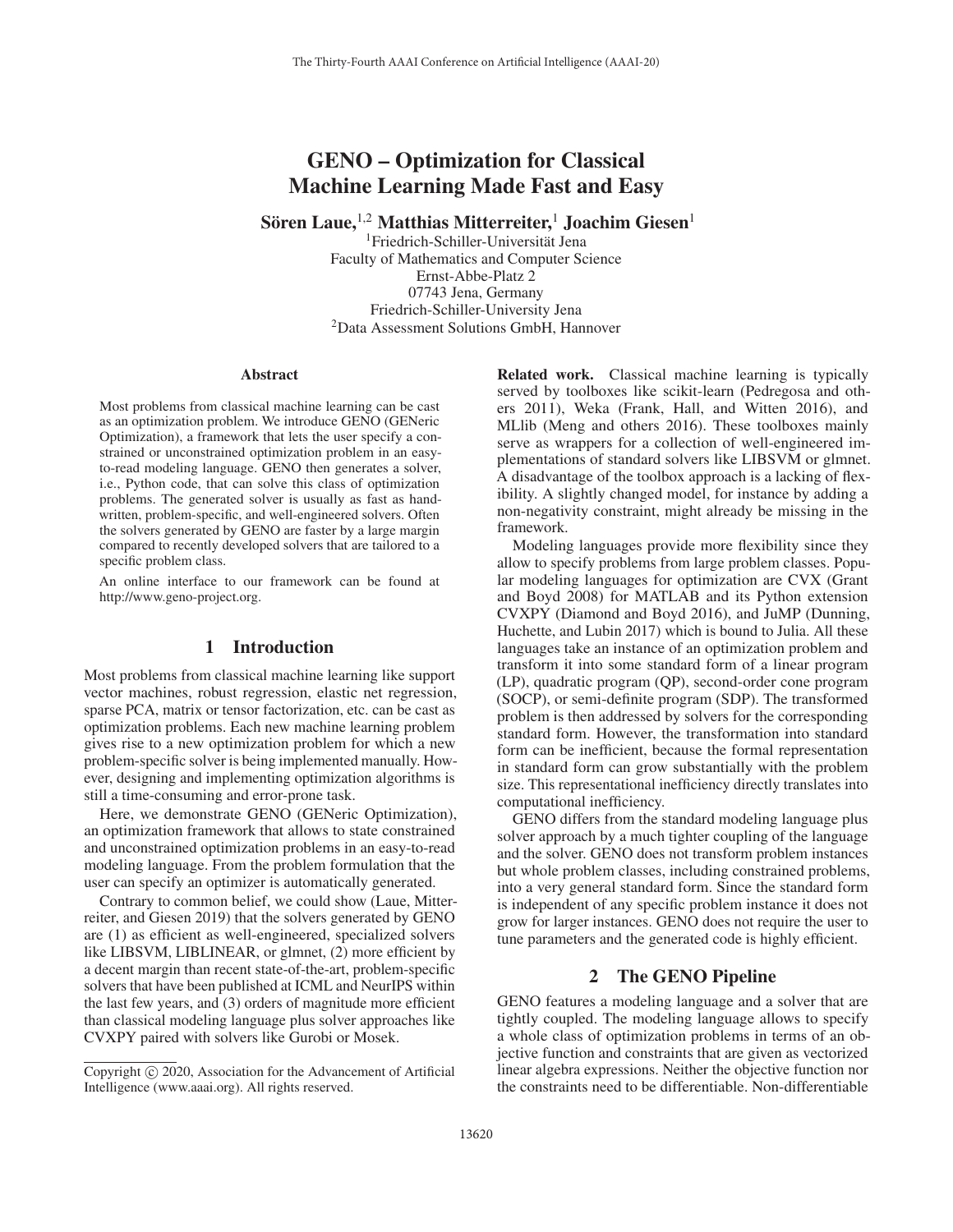# GENO – Optimization for Classical Machine Learning Made Fast and Easy

**Sören Laue,[1,2] Matthias Mitterreiter,[1] Joachim Giesen[1]**

[1]Friedrich-Schiller-Universität Jena
Faculty of Mathematics and Computer Science
Ernst-Abbe-Platz 2
07743 Jena, Germany
Friedrich-Schiller-University Jena
[2]Data Assessment Solutions GmbH, Hannover

## Abstract

Most problems from classical machine learning can be cast as an optimization problem. We introduce GENO (GENeric Optimization), a framework that lets the user specify a constrained or unconstrained optimization problem in an easy-to-read modeling language. GENO then generates a solver, i.e., Python code, that can solve this class of optimization problems. The generated solver is usually as fast as hand-written, problem-specific, and well-engineered solvers. Often the solvers generated by GENO are faster by a large margin compared to recently developed solvers that are tailored to a specific problem class.

An online interface to our framework can be found at http://www.geno-project.org.

## 1 Introduction

Most problems from classical machine learning like support vector machines, robust regression, elastic net regression, sparse PCA, matrix or tensor factorization, etc. can be cast as optimization problems. Each new machine learning problem gives rise to a new optimization problem for which a new problem-specific solver is being implemented manually. However, designing and implementing optimization algorithms is still a time-consuming and error-prone task.

Here, we demonstrate GENO (GENeric Optimization), an optimization framework that allows to state constrained and unconstrained optimization problems in an easy-to-read modeling language. From the problem formulation that the user can specify an optimizer is automatically generated.

Contrary to common belief, we could show (Laue, Mitterreiter, and Giesen 2019) that the solvers generated by GENO are (1) as efficient as well-engineered, specialized solvers like LIBSVM, LIBLINEAR, or glmnet, (2) more efficient by a decent margin than recent state-of-the-art, problem-specific solvers that have been published at ICML and NeurIPS within the last few years, and (3) orders of magnitude more efficient than classical modeling language plus solver approaches like CVXPY paired with solvers like Gurobi or Mosek.

Copyright © 2020, Association for the Advancement of Artificial Intelligence (www.aaai.org). All rights reserved.

**Related work.** Classical machine learning is typically served by toolboxes like scikit-learn (Pedregosa and others 2011), Weka (Frank, Hall, and Witten 2016), and MLlib (Meng and others 2016). These toolboxes mainly serve as wrappers for a collection of well-engineered implementations of standard solvers like LIBSVM or glmnet. A disadvantage of the toolbox approach is a lacking of flexibility. A slightly changed model, for instance by adding a non-negativity constraint, might already be missing in the framework.

Modeling languages provide more flexibility since they allow to specify problems from large problem classes. Popular modeling languages for optimization are CVX (Grant and Boyd 2008) for MATLAB and its Python extension CVXPY (Diamond and Boyd 2016), and JuMP (Dunning, Huchette, and Lubin 2017) which is bound to Julia. All these languages take an instance of an optimization problem and transform it into some standard form of a linear program (LP), quadratic program (QP), second-order cone program (SOCP), or semi-definite program (SDP). The transformed problem is then addressed by solvers for the corresponding standard form. However, the transformation into standard form can be inefficient, because the formal representation in standard form can grow substantially with the problem size. This representational inefficiency directly translates into computational inefficiency.

GENO differs from the standard modeling language plus solver approach by a much tighter coupling of the language and the solver. GENO does not transform problem instances but whole problem classes, including constrained problems, into a very general standard form. Since the standard form is independent of any specific problem instance it does not grow for larger instances. GENO does not require the user to tune parameters and the generated code is highly efficient.

## 2 The GENO Pipeline

GENO features a modeling language and a solver that are tightly coupled. The modeling language allows to specify a whole class of optimization problems in terms of an objective function and constraints that are given as vectorized linear algebra expressions. Neither the objective function nor the constraints need to be differentiable. Non-differentiable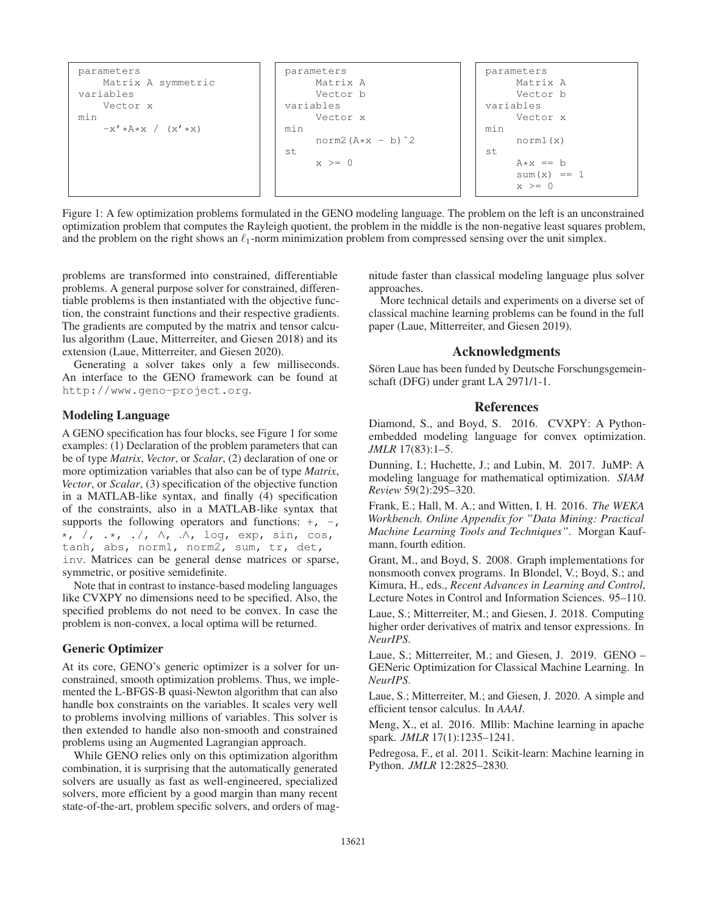```
parameters
    Matrix A symmetric
variables
    Vector x
min
    -x'*A*x / (x'*x)
```

```
parameters
    Matrix A
    Vector b
variables
    Vector x
min
    norm2(A*x - b)^2
st
    x >= 0
```

```
parameters
    Matrix A
    Vector b
variables
    Vector x
min
    norm1(x)
st
    A*x == b
    sum(x) == 1
    x >= 0
```

Figure 1: A few optimization problems formulated in the GENO modeling language. The problem on the left is an unconstrained optimization problem that computes the Rayleigh quotient, the problem in the middle is the non-negative least squares problem, and the problem on the right shows an $\ell_1$-norm minimization problem from compressed sensing over the unit simplex.

problems are transformed into constrained, differentiable problems. A general purpose solver for constrained, differentiable problems is then instantiated with the objective function, the constraint functions and their respective gradients. The gradients are computed by the matrix and tensor calculus algorithm (Laue, Mitterreiter, and Giesen 2018) and its extension (Laue, Mitterreiter, and Giesen 2020).

Generating a solver takes only a few milliseconds. An interface to the GENO framework can be found at `http://www.geno-project.org`.

### Modeling Language

A GENO specification has four blocks, see Figure 1 for some examples: (1) Declaration of the problem parameters that can be of type *Matrix*, *Vector*, or *Scalar*, (2) declaration of one or more optimization variables that also can be of type *Matrix*, *Vector*, or *Scalar*, (3) specification of the objective function in a MATLAB-like syntax, and finally (4) specification of the constraints, also in a MATLAB-like syntax that supports the following operators and functions: `+, -, *, /, .*, ./, ^, .^, log, exp, sin, cos, tanh, abs, norm1, norm2, sum, tr, det, inv`. Matrices can be general dense matrices or sparse, symmetric, or positive semidefinite.

Note that in contrast to instance-based modeling languages like CVXPY no dimensions need to be specified. Also, the specified problems do not need to be convex. In case the problem is non-convex, a local optima will be returned.

### Generic Optimizer

At its core, GENO's generic optimizer is a solver for unconstrained, smooth optimization problems. Thus, we implemented the L-BFGS-B quasi-Newton algorithm that can also handle box constraints on the variables. It scales very well to problems involving millions of variables. This solver is then extended to handle also non-smooth and constrained problems using an Augmented Lagrangian approach.

While GENO relies only on this optimization algorithm combination, it is surprising that the automatically generated solvers are usually as fast as well-engineered, specialized solvers, more efficient by a good margin than many recent state-of-the-art, problem specific solvers, and orders of magnitude faster than classical modeling language plus solver approaches.

More technical details and experiments on a diverse set of classical machine learning problems can be found in the full paper (Laue, Mitterreiter, and Giesen 2019).

## Acknowledgments

Sören Laue has been funded by Deutsche Forschungsgemeinschaft (DFG) under grant LA 2971/1-1.

## References

Diamond, S., and Boyd, S. 2016. CVXPY: A Python-embedded modeling language for convex optimization. *JMLR* 17(83):1–5.

Dunning, I.; Huchette, J.; and Lubin, M. 2017. JuMP: A modeling language for mathematical optimization. *SIAM Review* 59(2):295–320.

Frank, E.; Hall, M. A.; and Witten, I. H. 2016. *The WEKA Workbench. Online Appendix for "Data Mining: Practical Machine Learning Tools and Techniques"*. Morgan Kaufmann, fourth edition.

Grant, M., and Boyd, S. 2008. Graph implementations for nonsmooth convex programs. In Blondel, V.; Boyd, S.; and Kimura, H., eds., *Recent Advances in Learning and Control*, Lecture Notes in Control and Information Sciences. 95–110.

Laue, S.; Mitterreiter, M.; and Giesen, J. 2018. Computing higher order derivatives of matrix and tensor expressions. In *NeurIPS*.

Laue, S.; Mitterreiter, M.; and Giesen, J. 2019. GENO – GENeric Optimization for Classical Machine Learning. In *NeurIPS*.

Laue, S.; Mitterreiter, M.; and Giesen, J. 2020. A simple and efficient tensor calculus. In *AAAI*.

Meng, X., et al. 2016. Mllib: Machine learning in apache spark. *JMLR* 17(1):1235–1241.

Pedregosa, F., et al. 2011. Scikit-learn: Machine learning in Python. *JMLR* 12:2825–2830.